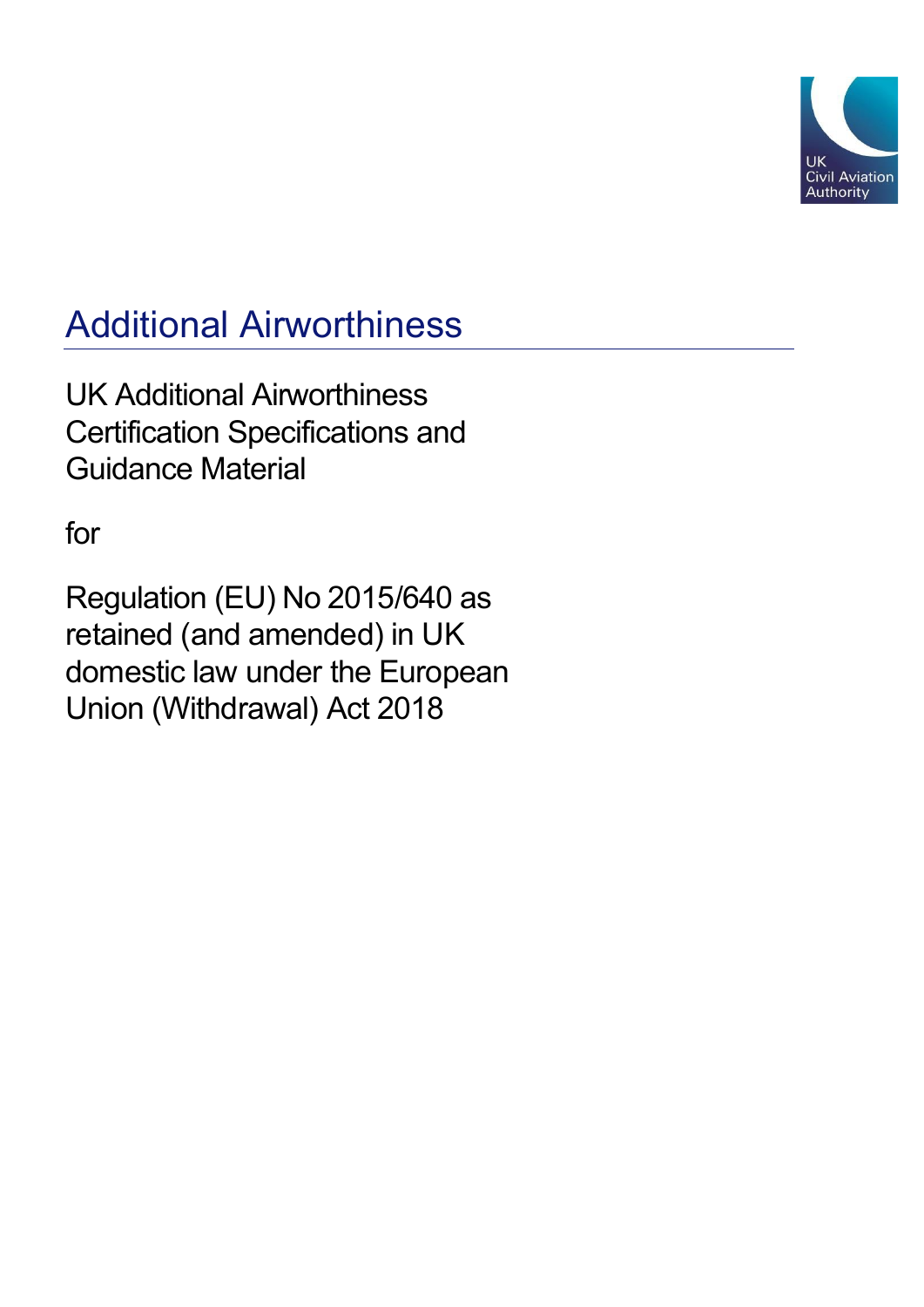# Additional Airworthiness

UK Additional Airworthiness Certification Specifications and Guidance Material

for

Regulation (EU) No 2015/640 as retained (and amended) in UK domestic law under the European Union (Withdrawal) Act 2018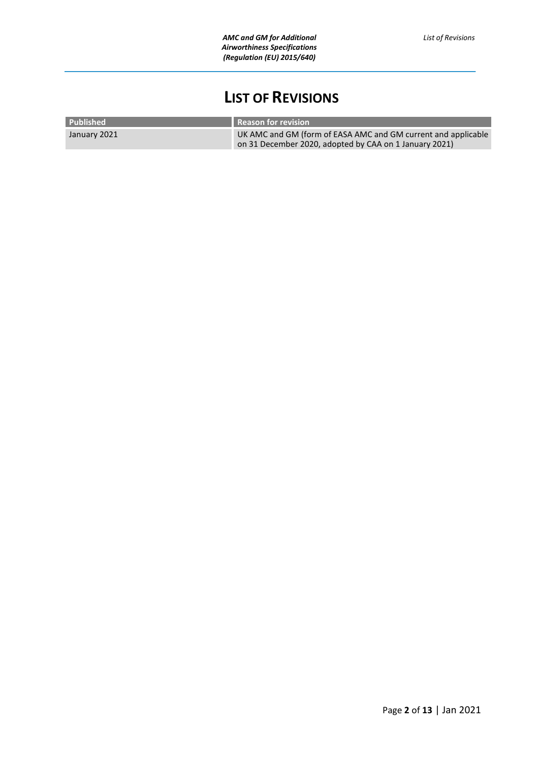# LIST OF REVISIONS

| Published | Reason for revision |
| --- | --- |
| January 2021 | UK AMC and GM (form of EASA AMC and GM current and applicable on 31 December 2020, adopted by CAA on 1 January 2021) |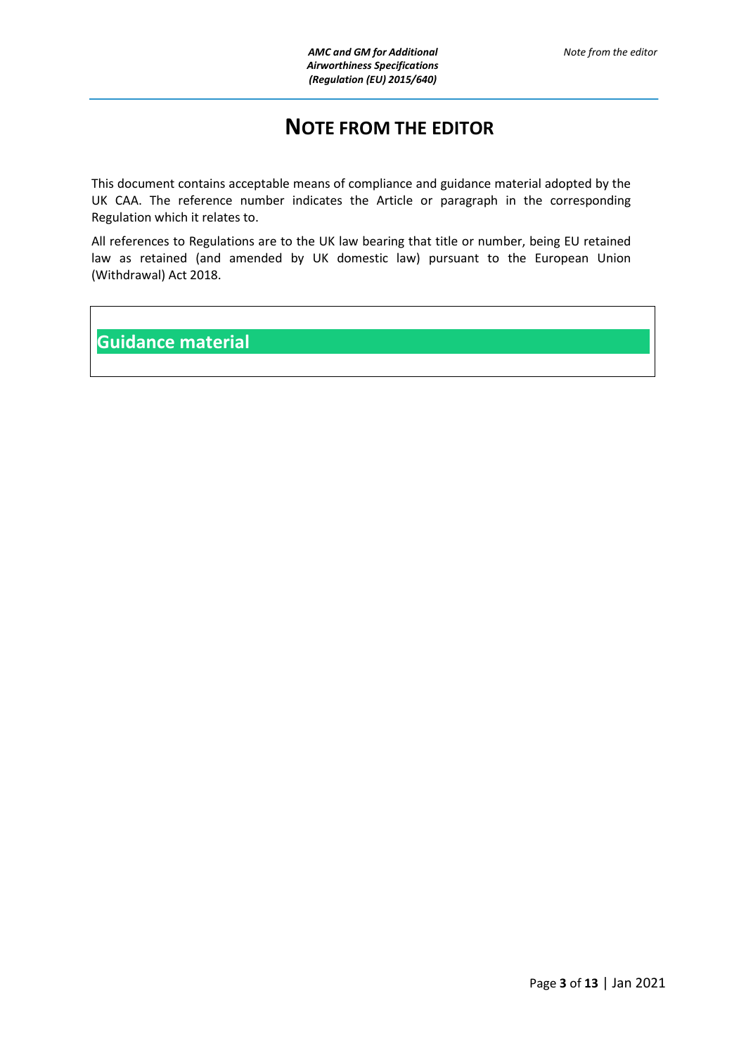# NOTE FROM THE EDITOR

This document contains acceptable means of compliance and guidance material adopted by the UK CAA. The reference number indicates the Article or paragraph in the corresponding Regulation which it relates to.

All references to Regulations are to the UK law bearing that title or number, being EU retained law as retained (and amended by UK domestic law) pursuant to the European Union (Withdrawal) Act 2018.

**Guidance material**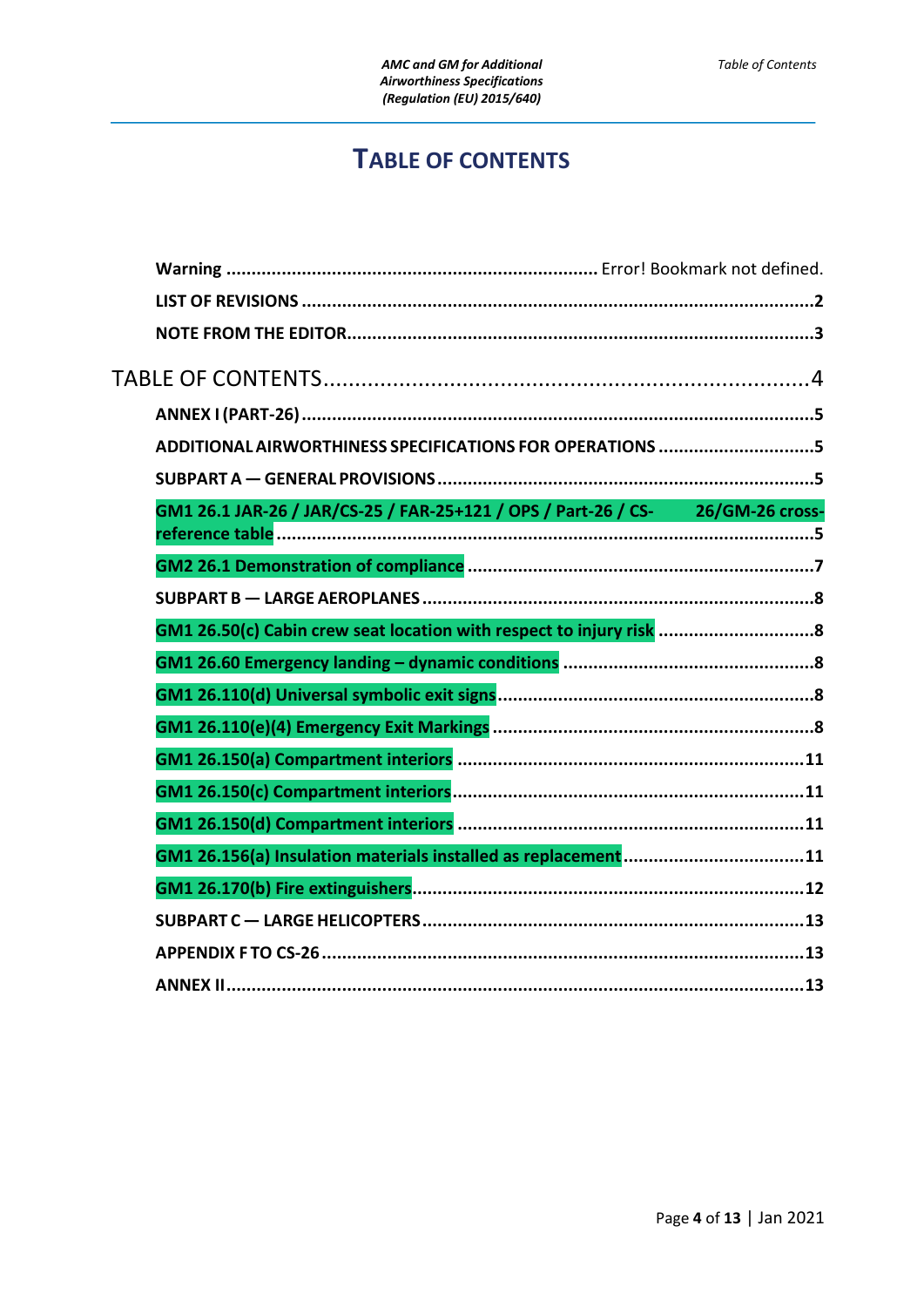# TABLE OF CONTENTS

**Warning** ........................................................................ Error! Bookmark not defined.

**LIST OF REVISIONS** .........................................................................................2

**NOTE FROM THE EDITOR**...................................................................................3

TABLE OF CONTENTS.........................................................................4

**ANNEX I (PART-26)** ...........................................................................................5

**ADDITIONAL AIRWORTHINESS SPECIFICATIONS FOR OPERATIONS** ...............................5

**SUBPART A — GENERAL PROVISIONS** ..............................................................5

**GM1 26.1 JAR-26 / JAR/CS-25 / FAR-25+121 / OPS / Part-26 / CS-26/GM-26 cross-reference table** ..........................................................................................5

**GM2 26.1 Demonstration of compliance** .........................................................7

**SUBPART B — LARGE AEROPLANES** ..................................................................8

**GM1 26.50(c) Cabin crew seat location with respect to injury risk** ..............................8

**GM1 26.60 Emergency landing – dynamic conditions** ...............................................8

**GM1 26.110(d) Universal symbolic exit signs**...........................................................8

**GM1 26.110(e)(4) Emergency Exit Markings** ..........................................................8

**GM1 26.150(a) Compartment interiors** ...............................................................11

**GM1 26.150(c) Compartment interiors**.................................................................11

**GM1 26.150(d) Compartment interiors** ...............................................................11

**GM1 26.156(a) Insulation materials installed as replacement**...................................11

**GM1 26.170(b) Fire extinguishers**.........................................................................12

**SUBPART C — LARGE HELICOPTERS** ...............................................................13

**APPENDIX F TO CS-26** .....................................................................................13

**ANNEX II**...........................................................................................................13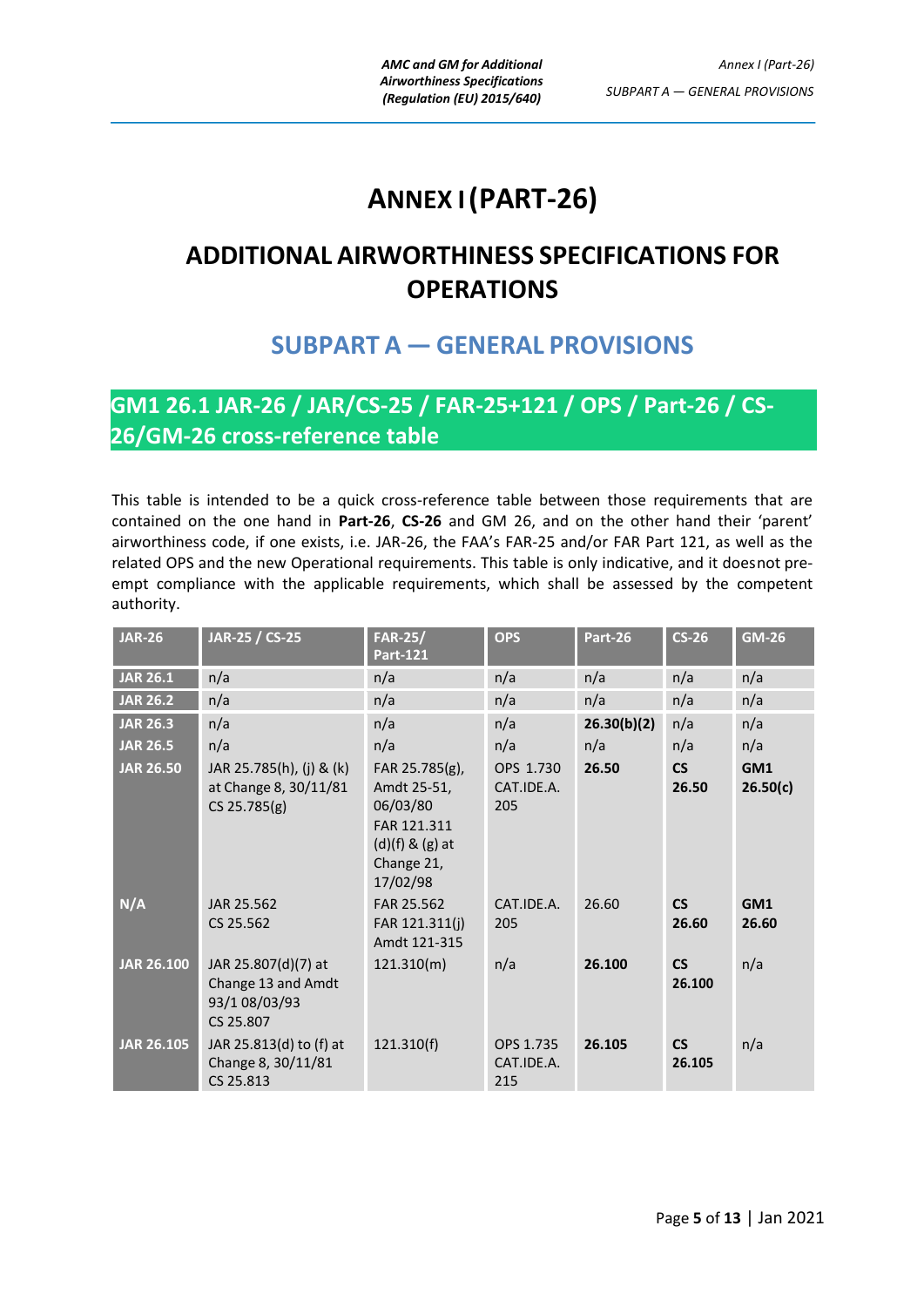# ANNEX I (PART-26)

# ADDITIONAL AIRWORTHINESS SPECIFICATIONS FOR OPERATIONS

## SUBPART A — GENERAL PROVISIONS

### GM1 26.1 JAR-26 / JAR/CS-25 / FAR-25+121 / OPS / Part-26 / CS-26/GM-26 cross-reference table

This table is intended to be a quick cross-reference table between those requirements that are contained on the one hand in **Part-26**, **CS-26** and GM 26, and on the other hand their 'parent' airworthiness code, if one exists, i.e. JAR-26, the FAA's FAR-25 and/or FAR Part 121, as well as the related OPS and the new Operational requirements. This table is only indicative, and it does not pre-empt compliance with the applicable requirements, which shall be assessed by the competent authority.

| JAR-26 | JAR-25 / CS-25 | FAR-25/ Part-121 | OPS | Part-26 | CS-26 | GM-26 |
|---|---|---|---|---|---|---|
| **JAR 26.1** | n/a | n/a | n/a | n/a | n/a | n/a |
| **JAR 26.2** | n/a | n/a | n/a | n/a | n/a | n/a |
| **JAR 26.3** | n/a | n/a | n/a | **26.30(b)(2)** | n/a | n/a |
| **JAR 26.5** | n/a | n/a | n/a | n/a | n/a | n/a |
| **JAR 26.50** | JAR 25.785(h), (j) & (k) at Change 8, 30/11/81 CS 25.785(g) | FAR 25.785(g), Amdt 25-51, 06/03/80 FAR 121.311 (d)(f) & (g) at Change 21, 17/02/98 | OPS 1.730 CAT.IDE.A. 205 | **26.50** | **CS 26.50** | **GM1 26.50(c)** |
| **N/A** | JAR 25.562 CS 25.562 | FAR 25.562 FAR 121.311(j) Amdt 121-315 | CAT.IDE.A. 205 | 26.60 | **CS 26.60** | **GM1 26.60** |
| **JAR 26.100** | JAR 25.807(d)(7) at Change 13 and Amdt 93/1 08/03/93 CS 25.807 | 121.310(m) | n/a | **26.100** | **CS 26.100** | n/a |
| **JAR 26.105** | JAR 25.813(d) to (f) at Change 8, 30/11/81 CS 25.813 | 121.310(f) | OPS 1.735 CAT.IDE.A. 215 | **26.105** | **CS 26.105** | n/a |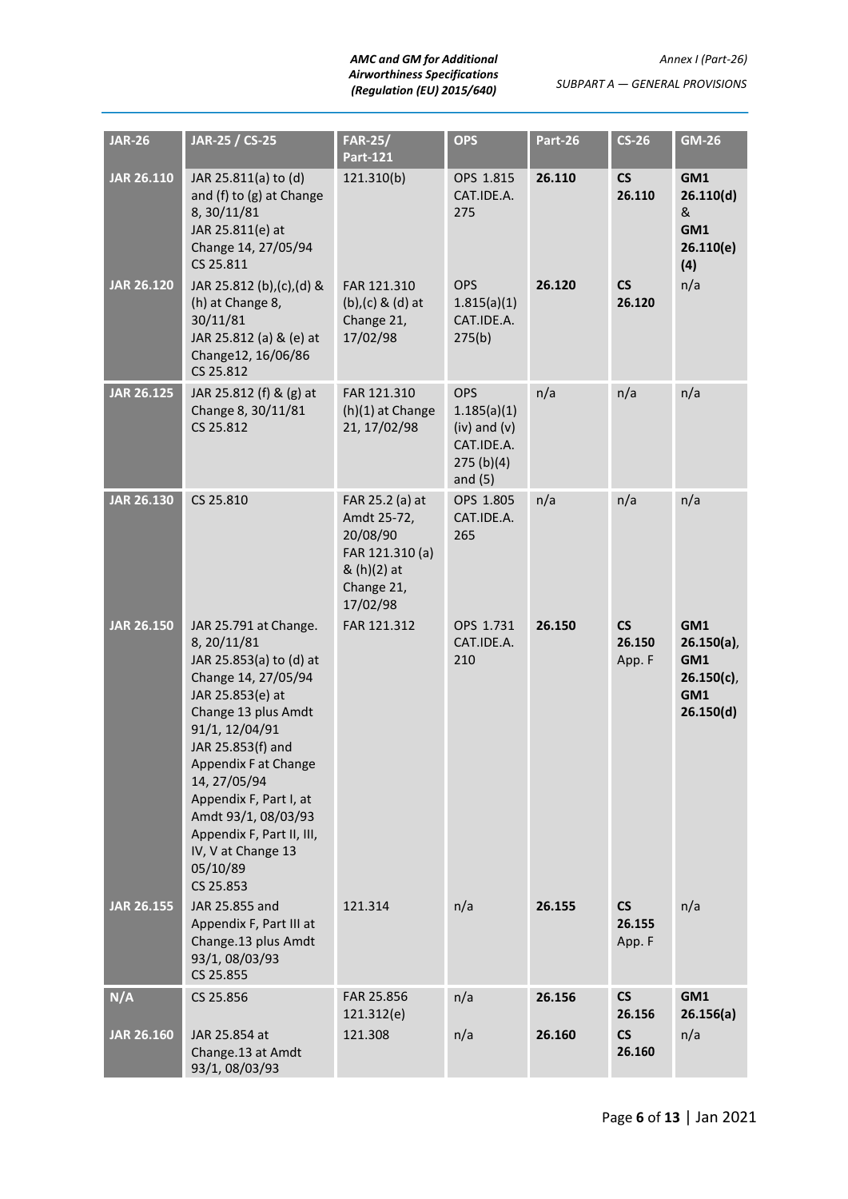| JAR-26 | JAR-25 / CS-25 | FAR-25/ Part-121 | OPS | Part-26 | CS-26 | GM-26 |
|---|---|---|---|---|---|---|
| **JAR 26.110** | JAR 25.811(a) to (d) and (f) to (g) at Change 8, 30/11/81<br>JAR 25.811(e) at Change 14, 27/05/94<br>CS 25.811 | 121.310(b) | OPS 1.815<br>CAT.IDE.A. 275 | **26.110** | **CS 26.110** | **GM1 26.110(d) & GM1 26.110(e)(4)** |
| **JAR 26.120** | JAR 25.812 (b),(c),(d) & (h) at Change 8, 30/11/81<br>JAR 25.812 (a) & (e) at Change12, 16/06/86<br>CS 25.812 | FAR 121.310 (b),(c) & (d) at Change 21, 17/02/98 | OPS 1.815(a)(1)<br>CAT.IDE.A. 275(b) | **26.120** | **CS 26.120** | n/a |
| **JAR 26.125** | JAR 25.812 (f) & (g) at Change 8, 30/11/81<br>CS 25.812 | FAR 121.310 (h)(1) at Change 21, 17/02/98 | OPS 1.185(a)(1) (iv) and (v)<br>CAT.IDE.A. 275 (b)(4) and (5) | n/a | n/a | n/a |
| **JAR 26.130** | CS 25.810 | FAR 25.2 (a) at Amdt 25-72, 20/08/90<br>FAR 121.310 (a) & (h)(2) at Change 21, 17/02/98 | OPS 1.805<br>CAT.IDE.A. 265 | n/a | n/a | n/a |
| **JAR 26.150** | JAR 25.791 at Change. 8, 20/11/81<br>JAR 25.853(a) to (d) at Change 14, 27/05/94<br>JAR 25.853(e) at Change 13 plus Amdt 91/1, 12/04/91<br>JAR 25.853(f) and Appendix F at Change 14, 27/05/94<br>Appendix F, Part I, at Amdt 93/1, 08/03/93<br>Appendix F, Part II, III, IV, V at Change 13 05/10/89<br>CS 25.853 | FAR 121.312 | OPS 1.731<br>CAT.IDE.A. 210 | **26.150** | **CS 26.150** App. F | **GM1 26.150(a)**, **GM1 26.150(c)**, **GM1 26.150(d)** |
| **JAR 26.155** | JAR 25.855 and Appendix F, Part III at Change.13 plus Amdt 93/1, 08/03/93<br>CS 25.855 | 121.314 | n/a | **26.155** | **CS 26.155** App. F | n/a |
| **N/A** | CS 25.856 | FAR 25.856<br>121.312(e) | n/a | **26.156** | **CS 26.156** | **GM1 26.156(a)** |
| **JAR 26.160** | JAR 25.854 at Change.13 at Amdt 93/1, 08/03/93 | 121.308 | n/a | **26.160** | **CS 26.160** | n/a |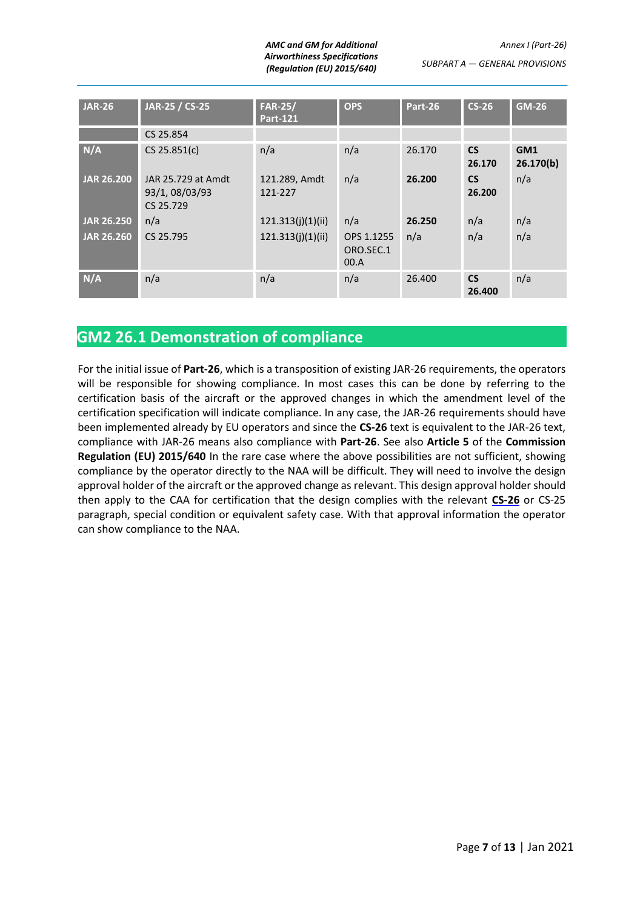| JAR-26 | JAR-25 / CS-25 | FAR-25/ Part-121 | OPS | Part-26 | CS-26 | GM-26 |
|---|---|---|---|---|---|---|
| | CS 25.854 | | | | | |
| **N/A** | CS 25.851(c) | n/a | n/a | 26.170 | **CS 26.170** | **GM1 26.170(b)** |
| **JAR 26.200** | JAR 25.729 at Amdt 93/1, 08/03/93 CS 25.729 | 121.289, Amdt 121-227 | n/a | **26.200** | **CS 26.200** | n/a |
| **JAR 26.250** | n/a | 121.313(j)(1)(ii) | n/a | **26.250** | n/a | n/a |
| **JAR 26.260** | CS 25.795 | 121.313(j)(1)(ii) | OPS 1.1255 ORO.SEC.100.A | n/a | n/a | n/a |
| **N/A** | n/a | n/a | n/a | 26.400 | **CS 26.400** | n/a |

## GM2 26.1 Demonstration of compliance

For the initial issue of **Part-26**, which is a transposition of existing JAR-26 requirements, the operators will be responsible for showing compliance. In most cases this can be done by referring to the certification basis of the aircraft or the approved changes in which the amendment level of the certification specification will indicate compliance. In any case, the JAR-26 requirements should have been implemented already by EU operators and since the **CS-26** text is equivalent to the JAR-26 text, compliance with JAR-26 means also compliance with **Part-26**. See also **Article 5** of the **Commission Regulation (EU) 2015/640** In the rare case where the above possibilities are not sufficient, showing compliance by the operator directly to the NAA will be difficult. They will need to involve the design approval holder of the aircraft or the approved change as relevant. This design approval holder should then apply to the CAA for certification that the design complies with the relevant **CS-26** or CS-25 paragraph, special condition or equivalent safety case. With that approval information the operator can show compliance to the NAA.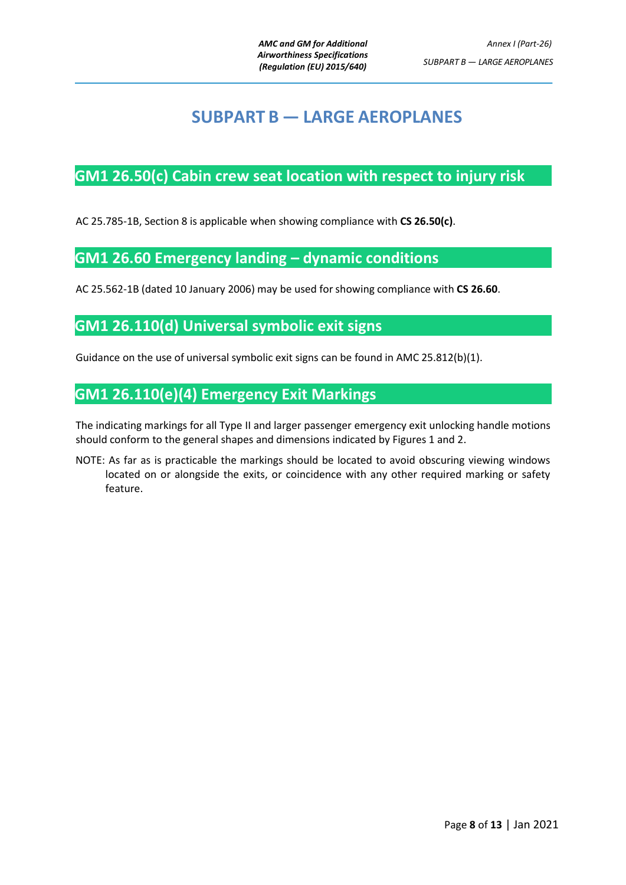# SUBPART B — LARGE AEROPLANES

## GM1 26.50(c) Cabin crew seat location with respect to injury risk

AC 25.785-1B, Section 8 is applicable when showing compliance with **CS 26.50(c)**.

## GM1 26.60 Emergency landing – dynamic conditions

AC 25.562-1B (dated 10 January 2006) may be used for showing compliance with **CS 26.60**.

## GM1 26.110(d) Universal symbolic exit signs

Guidance on the use of universal symbolic exit signs can be found in AMC 25.812(b)(1).

## GM1 26.110(e)(4) Emergency Exit Markings

The indicating markings for all Type II and larger passenger emergency exit unlocking handle motions should conform to the general shapes and dimensions indicated by Figures 1 and 2.

NOTE: As far as is practicable the markings should be located to avoid obscuring viewing windows located on or alongside the exits, or coincidence with any other required marking or safety feature.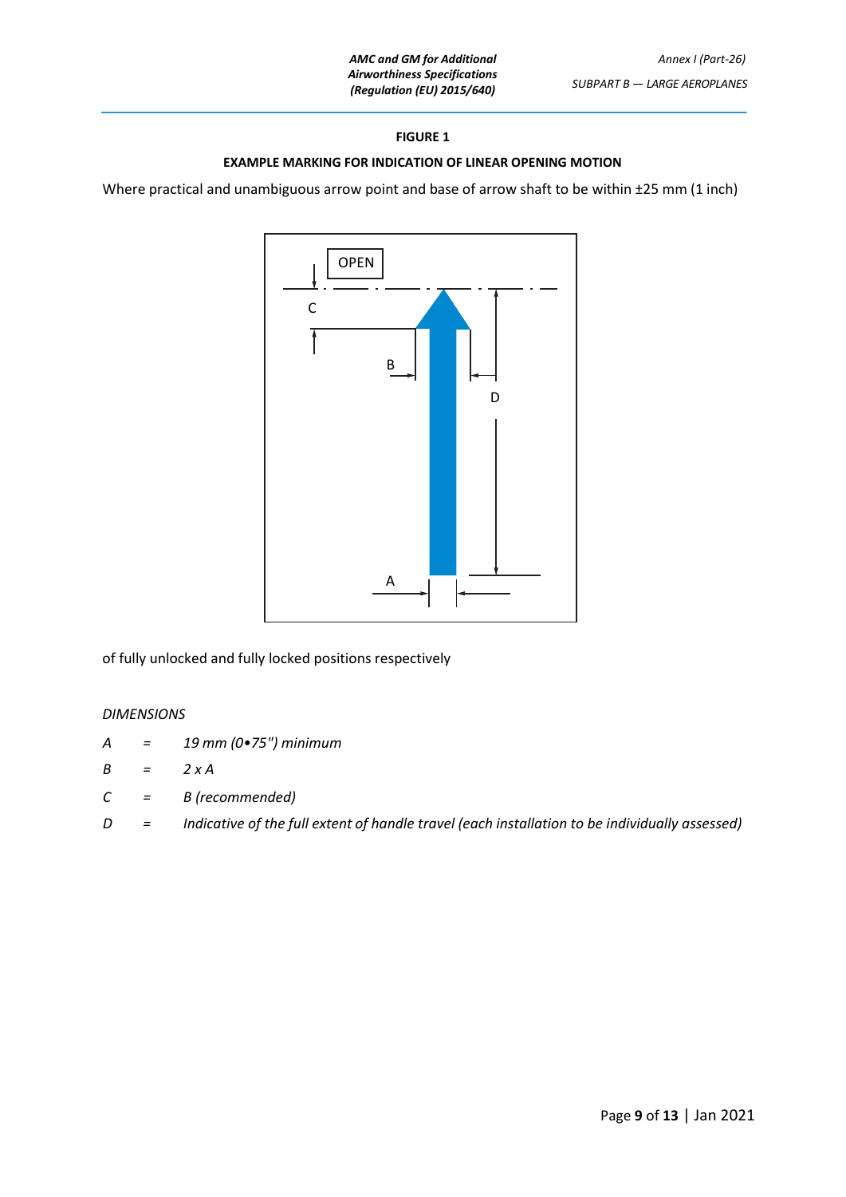**FIGURE 1**

**EXAMPLE MARKING FOR INDICATION OF LINEAR OPENING MOTION**

Where practical and unambiguous arrow point and base of arrow shaft to be within ±25 mm (1 inch)

OPEN

C

B

D

A

of fully unlocked and fully locked positions respectively

*DIMENSIONS*

| | | |
|---|---|---|
| *A* | = | *19 mm (0•75") minimum* |
| *B* | = | *2 x A* |
| *C* | = | *B (recommended)* |
| *D* | = | *Indicative of the full extent of handle travel (each installation to be individually assessed)* |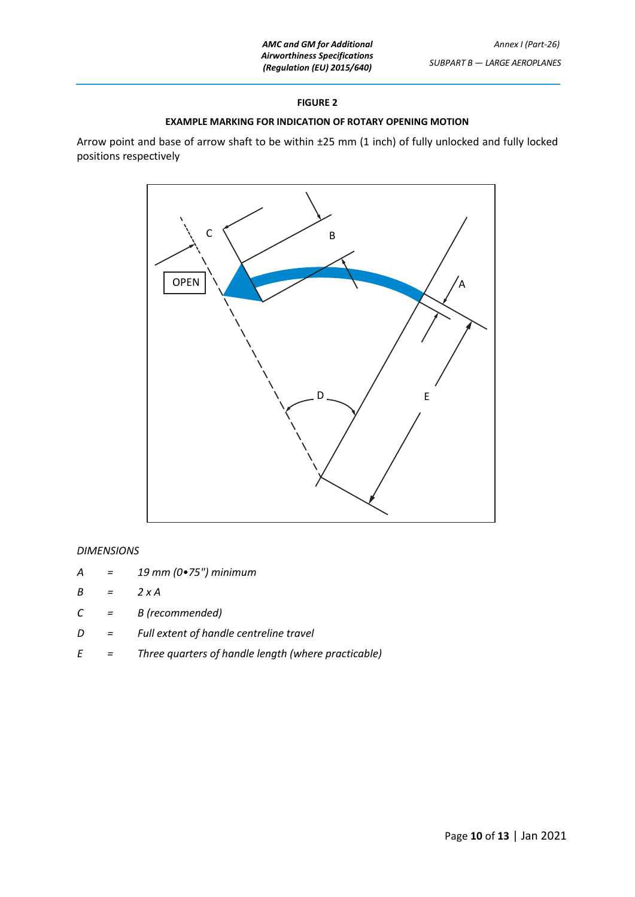**FIGURE 2**

**EXAMPLE MARKING FOR INDICATION OF ROTARY OPENING MOTION**

Arrow point and base of arrow shaft to be within ±25 mm (1 inch) of fully unlocked and fully locked positions respectively

*DIMENSIONS*

*A = 19 mm (0•75") minimum*

*B = 2 x A*

*C = B (recommended)*

*D = Full extent of handle centreline travel*

*E = Three quarters of handle length (where practicable)*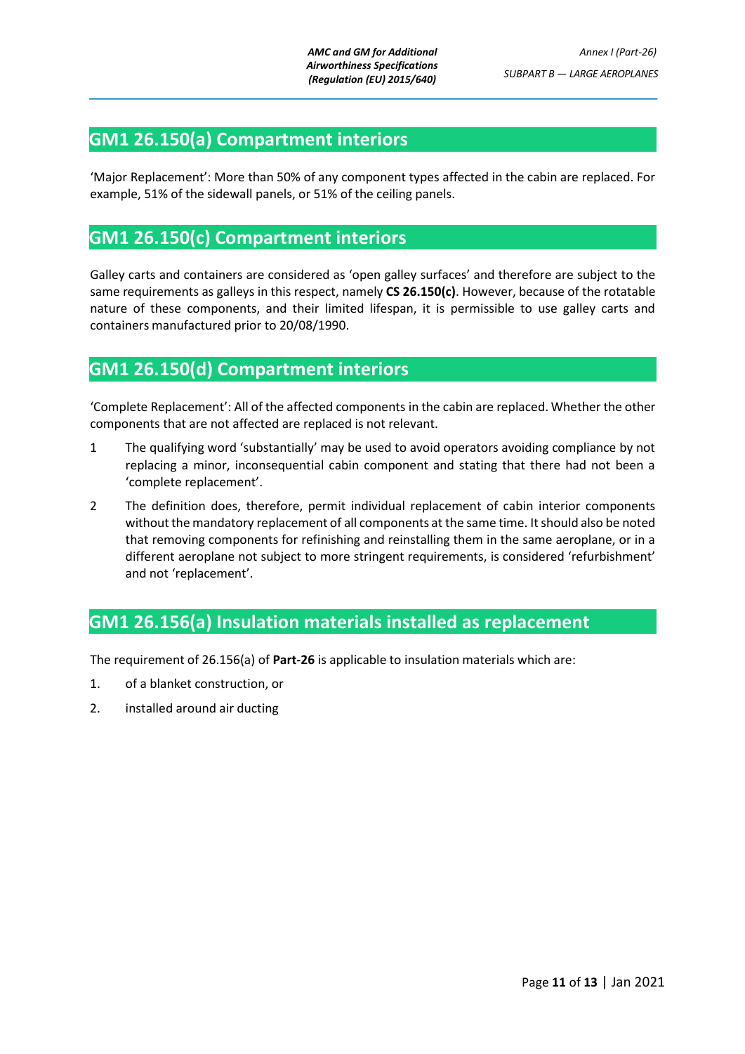## GM1 26.150(a) Compartment interiors

'Major Replacement': More than 50% of any component types affected in the cabin are replaced. For example, 51% of the sidewall panels, or 51% of the ceiling panels.

## GM1 26.150(c) Compartment interiors

Galley carts and containers are considered as 'open galley surfaces' and therefore are subject to the same requirements as galleys in this respect, namely **CS 26.150(c)**. However, because of the rotatable nature of these components, and their limited lifespan, it is permissible to use galley carts and containers manufactured prior to 20/08/1990.

## GM1 26.150(d) Compartment interiors

'Complete Replacement': All of the affected components in the cabin are replaced. Whether the other components that are not affected are replaced is not relevant.

1 The qualifying word 'substantially' may be used to avoid operators avoiding compliance by not replacing a minor, inconsequential cabin component and stating that there had not been a 'complete replacement'.

2 The definition does, therefore, permit individual replacement of cabin interior components without the mandatory replacement of all components at the same time. It should also be noted that removing components for refinishing and reinstalling them in the same aeroplane, or in a different aeroplane not subject to more stringent requirements, is considered 'refurbishment' and not 'replacement'.

## GM1 26.156(a) Insulation materials installed as replacement

The requirement of 26.156(a) of **Part-26** is applicable to insulation materials which are:

1. of a blanket construction, or
2. installed around air ducting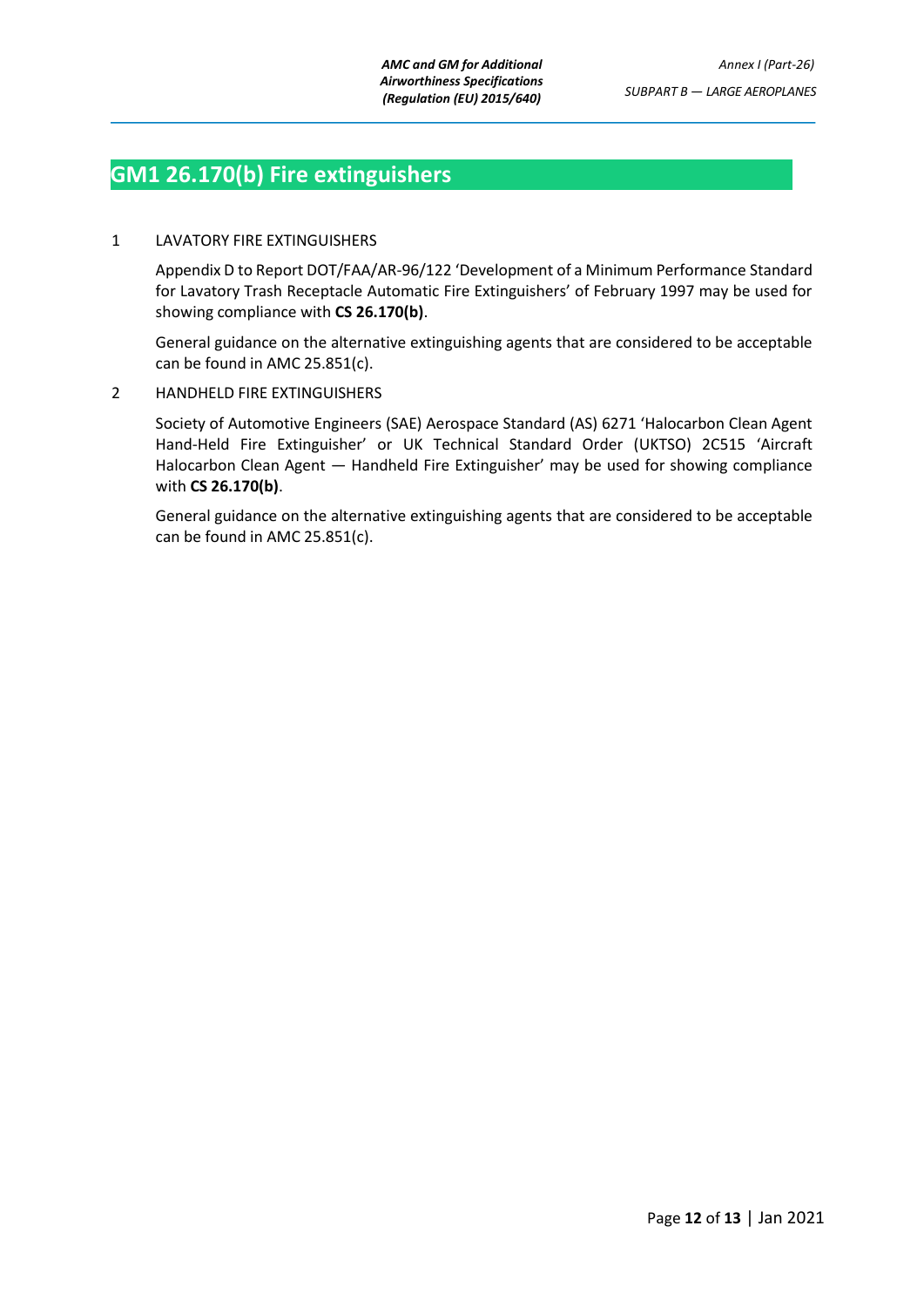## GM1 26.170(b) Fire extinguishers

1 LAVATORY FIRE EXTINGUISHERS

Appendix D to Report DOT/FAA/AR-96/122 'Development of a Minimum Performance Standard for Lavatory Trash Receptacle Automatic Fire Extinguishers' of February 1997 may be used for showing compliance with **CS 26.170(b)**.

General guidance on the alternative extinguishing agents that are considered to be acceptable can be found in AMC 25.851(c).

2 HANDHELD FIRE EXTINGUISHERS

Society of Automotive Engineers (SAE) Aerospace Standard (AS) 6271 'Halocarbon Clean Agent Hand-Held Fire Extinguisher' or UK Technical Standard Order (UKTSO) 2C515 'Aircraft Halocarbon Clean Agent — Handheld Fire Extinguisher' may be used for showing compliance with **CS 26.170(b)**.

General guidance on the alternative extinguishing agents that are considered to be acceptable can be found in AMC 25.851(c).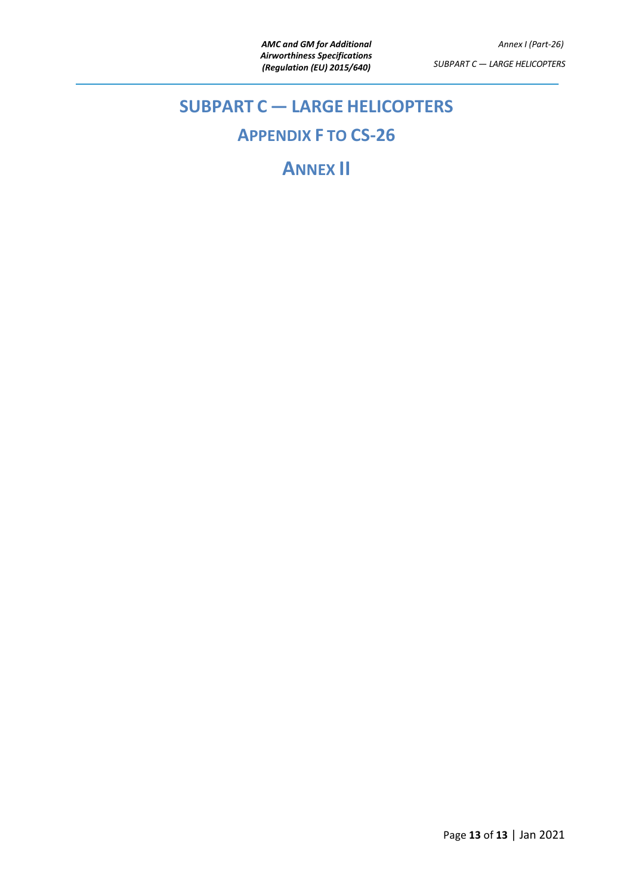# SUBPART C — LARGE HELICOPTERS

## APPENDIX F TO CS-26

## ANNEX II